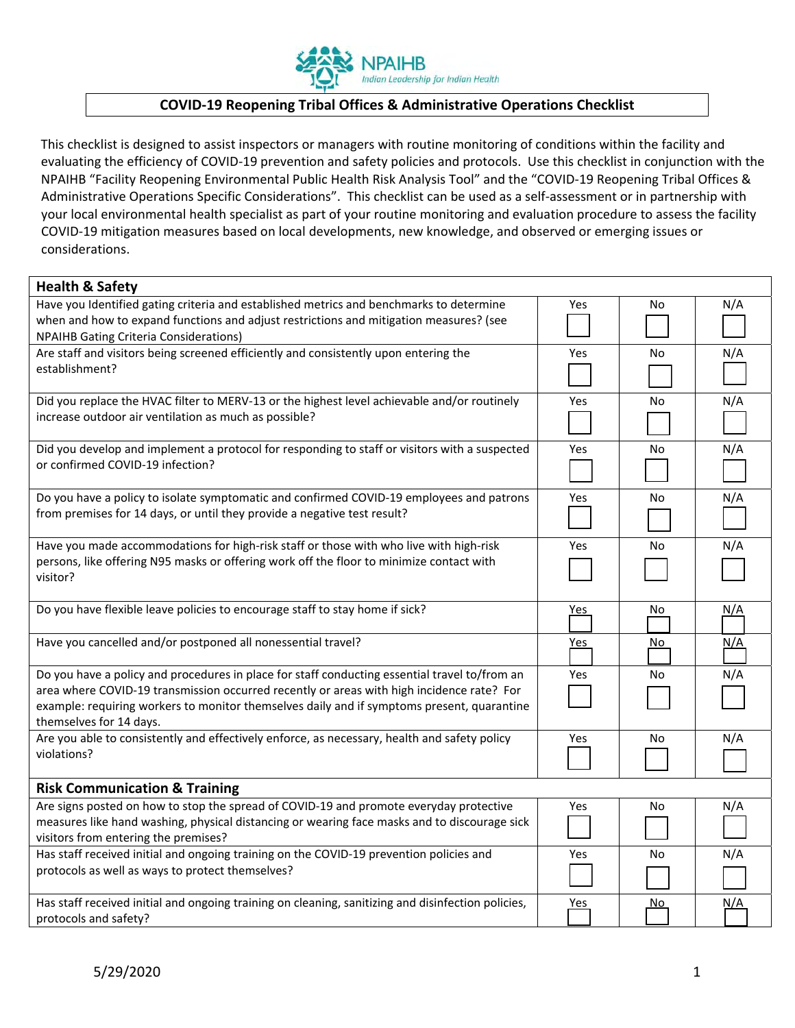NPAIHB
*Indian Leadership for Indian Health*

# COVID-19 Reopening Tribal Offices & Administrative Operations Checklist

This checklist is designed to assist inspectors or managers with routine monitoring of conditions within the facility and evaluating the efficiency of COVID-19 prevention and safety policies and protocols. Use this checklist in conjunction with the NPAIHB "Facility Reopening Environmental Public Health Risk Analysis Tool" and the "COVID-19 Reopening Tribal Offices & Administrative Operations Specific Considerations". This checklist can be used as a self-assessment or in partnership with your local environmental health specialist as part of your routine monitoring and evaluation procedure to assess the facility COVID-19 mitigation measures based on local developments, new knowledge, and observed or emerging issues or considerations.

| Health & Safety | | | |
|---|---|---|---|
| Have you Identified gating criteria and established metrics and benchmarks to determine when and how to expand functions and adjust restrictions and mitigation measures? (see NPAIHB Gating Criteria Considerations) | Yes ☐ | No ☐ | N/A ☐ |
| Are staff and visitors being screened efficiently and consistently upon entering the establishment? | Yes ☐ | No ☐ | N/A ☐ |
| Did you replace the HVAC filter to MERV-13 or the highest level achievable and/or routinely increase outdoor air ventilation as much as possible? | Yes ☐ | No ☐ | N/A ☐ |
| Did you develop and implement a protocol for responding to staff or visitors with a suspected or confirmed COVID-19 infection? | Yes ☐ | No ☐ | N/A ☐ |
| Do you have a policy to isolate symptomatic and confirmed COVID-19 employees and patrons from premises for 14 days, or until they provide a negative test result? | Yes ☐ | No ☐ | N/A ☐ |
| Have you made accommodations for high-risk staff or those with who live with high-risk persons, like offering N95 masks or offering work off the floor to minimize contact with visitor? | Yes ☐ | No ☐ | N/A ☐ |
| Do you have flexible leave policies to encourage staff to stay home if sick? | Yes ☐ | No ☐ | N/A ☐ |
| Have you cancelled and/or postponed all nonessential travel? | Yes ☐ | No ☐ | N/A ☐ |
| Do you have a policy and procedures in place for staff conducting essential travel to/from an area where COVID-19 transmission occurred recently or areas with high incidence rate? For example: requiring workers to monitor themselves daily and if symptoms present, quarantine themselves for 14 days. | Yes ☐ | No ☐ | N/A ☐ |
| Are you able to consistently and effectively enforce, as necessary, health and safety policy violations? | Yes ☐ | No ☐ | N/A ☐ |
| **Risk Communication & Training** | | | |
| Are signs posted on how to stop the spread of COVID-19 and promote everyday protective measures like hand washing, physical distancing or wearing face masks and to discourage sick visitors from entering the premises? | Yes ☐ | No ☐ | N/A ☐ |
| Has staff received initial and ongoing training on the COVID-19 prevention policies and protocols as well as ways to protect themselves? | Yes ☐ | No ☐ | N/A ☐ |
| Has staff received initial and ongoing training on cleaning, sanitizing and disinfection policies, protocols and safety? | Yes ☐ | No ☐ | N/A ☐ |

5/29/2020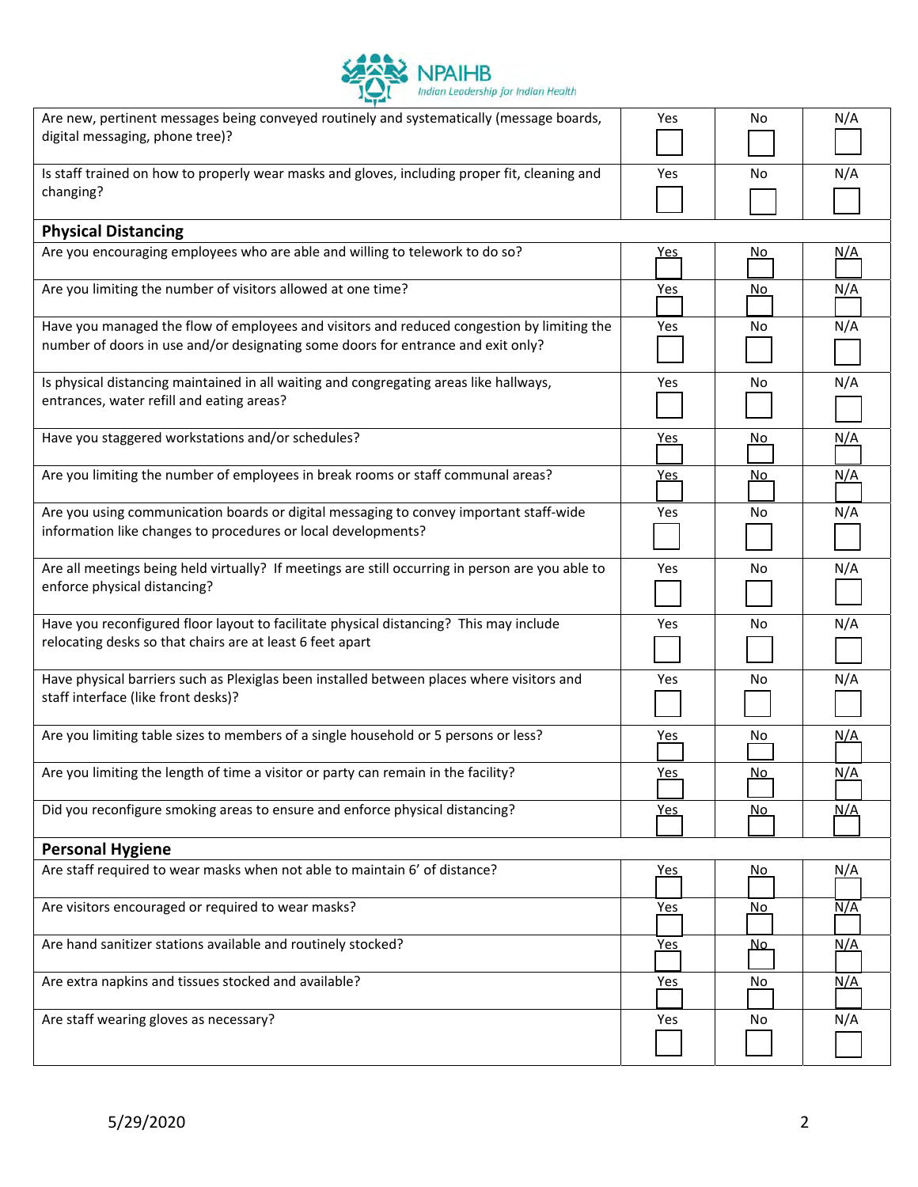| Question | Yes | No | N/A |
|---|---|---|---|
| Are new, pertinent messages being conveyed routinely and systematically (message boards, digital messaging, phone tree)? | Yes ☐ | No ☐ | N/A ☐ |
| Is staff trained on how to properly wear masks and gloves, including proper fit, cleaning and changing? | Yes ☐ | No ☐ | N/A ☐ |
| **Physical Distancing** | | | |
| Are you encouraging employees who are able and willing to telework to do so? | Yes ☐ | No ☐ | N/A ☐ |
| Are you limiting the number of visitors allowed at one time? | Yes ☐ | No ☐ | N/A ☐ |
| Have you managed the flow of employees and visitors and reduced congestion by limiting the number of doors in use and/or designating some doors for entrance and exit only? | Yes ☐ | No ☐ | N/A ☐ |
| Is physical distancing maintained in all waiting and congregating areas like hallways, entrances, water refill and eating areas? | Yes ☐ | No ☐ | N/A ☐ |
| Have you staggered workstations and/or schedules? | Yes ☐ | No ☐ | N/A ☐ |
| Are you limiting the number of employees in break rooms or staff communal areas? | Yes ☐ | No ☐ | N/A ☐ |
| Are you using communication boards or digital messaging to convey important staff-wide information like changes to procedures or local developments? | Yes ☐ | No ☐ | N/A ☐ |
| Are all meetings being held virtually? If meetings are still occurring in person are you able to enforce physical distancing? | Yes ☐ | No ☐ | N/A ☐ |
| Have you reconfigured floor layout to facilitate physical distancing? This may include relocating desks so that chairs are at least 6 feet apart | Yes ☐ | No ☐ | N/A ☐ |
| Have physical barriers such as Plexiglas been installed between places where visitors and staff interface (like front desks)? | Yes ☐ | No ☐ | N/A ☐ |
| Are you limiting table sizes to members of a single household or 5 persons or less? | Yes ☐ | No ☐ | N/A ☐ |
| Are you limiting the length of time a visitor or party can remain in the facility? | Yes ☐ | No ☐ | N/A ☐ |
| Did you reconfigure smoking areas to ensure and enforce physical distancing? | Yes ☐ | No ☐ | N/A ☐ |
| **Personal Hygiene** | | | |
| Are staff required to wear masks when not able to maintain 6' of distance? | Yes ☐ | No ☐ | N/A ☐ |
| Are visitors encouraged or required to wear masks? | Yes ☐ | No ☐ | N/A ☐ |
| Are hand sanitizer stations available and routinely stocked? | Yes ☐ | No ☐ | N/A ☐ |
| Are extra napkins and tissues stocked and available? | Yes ☐ | No ☐ | N/A ☐ |
| Are staff wearing gloves as necessary? | Yes ☐ | No ☐ | N/A ☐ |

5/29/2020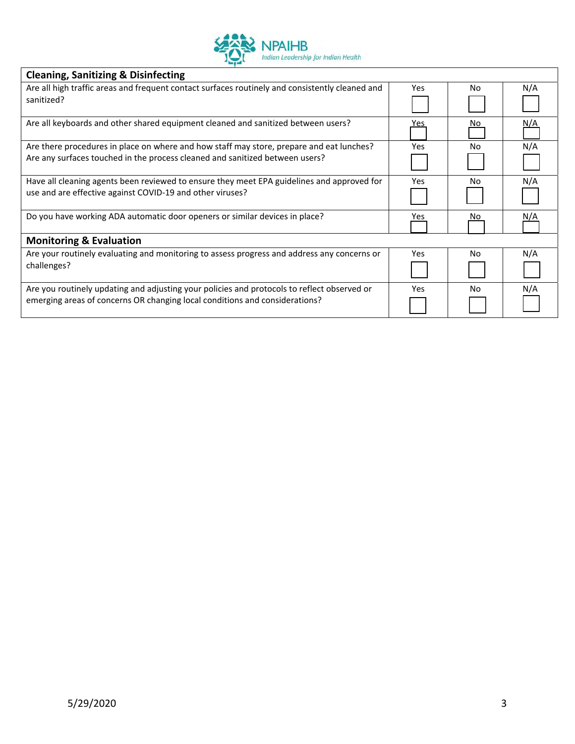| Cleaning, Sanitizing & Disinfecting | | | |
|---|---|---|---|
| Are all high traffic areas and frequent contact surfaces routinely and consistently cleaned and sanitized? | Yes ☐ | No ☐ | N/A ☐ |
| Are all keyboards and other shared equipment cleaned and sanitized between users? | Yes ☐ | No ☐ | N/A ☐ |
| Are there procedures in place on where and how staff may store, prepare and eat lunches? Are any surfaces touched in the process cleaned and sanitized between users? | Yes ☐ | No ☐ | N/A ☐ |
| Have all cleaning agents been reviewed to ensure they meet EPA guidelines and approved for use and are effective against COVID-19 and other viruses? | Yes ☐ | No ☐ | N/A ☐ |
| Do you have working ADA automatic door openers or similar devices in place? | Yes ☐ | No ☐ | N/A ☐ |
| **Monitoring & Evaluation** | | | |
| Are your routinely evaluating and monitoring to assess progress and address any concerns or challenges? | Yes ☐ | No ☐ | N/A ☐ |
| Are you routinely updating and adjusting your policies and protocols to reflect observed or emerging areas of concerns OR changing local conditions and considerations? | Yes ☐ | No ☐ | N/A ☐ |

5/29/2020